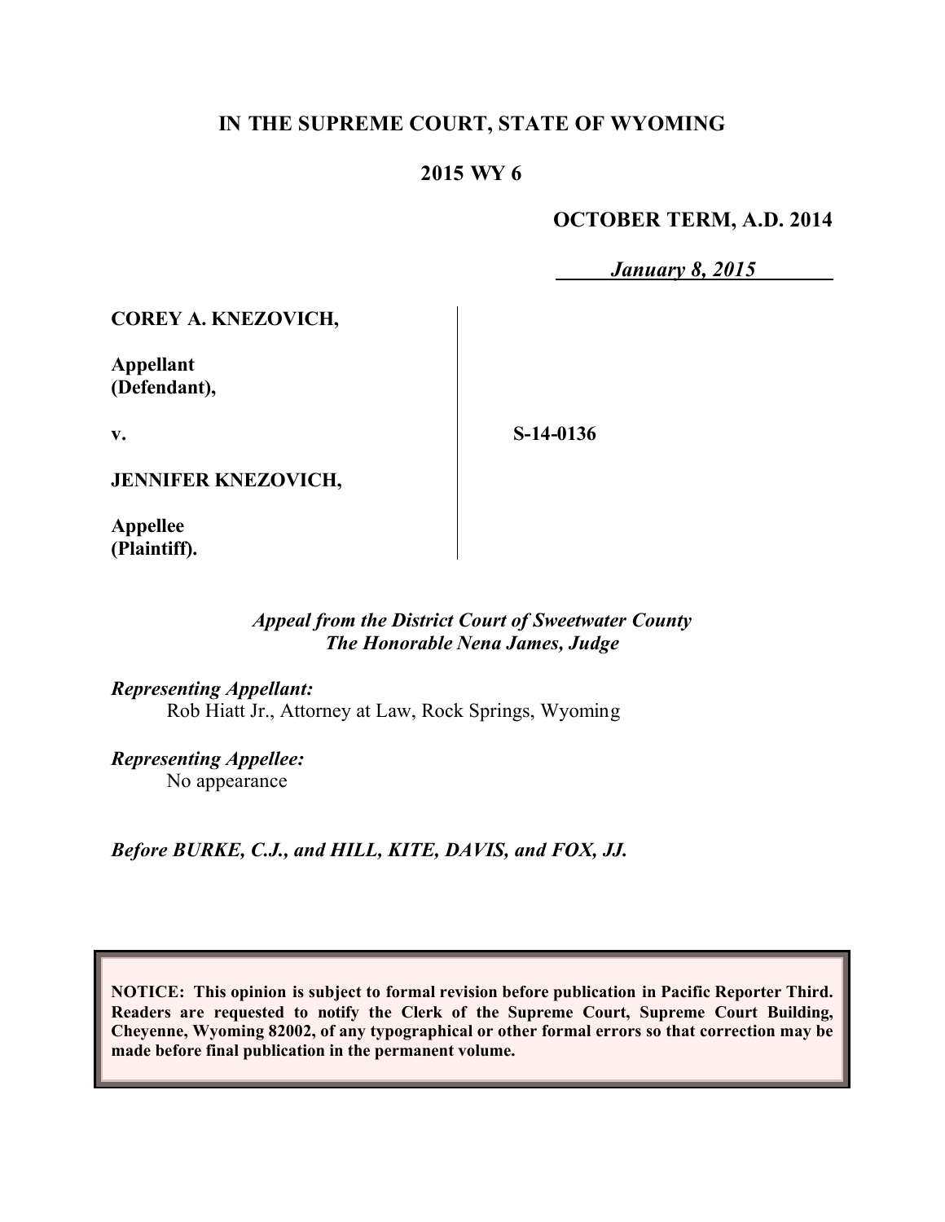# IN THE SUPREME COURT, STATE OF WYOMING

## 2015 WY 6

**OCTOBER TERM, A.D. 2014**

***January 8, 2015***

**COREY A. KNEZOVICH,**

**Appellant (Defendant),**

**v.**

**S-14-0136**

**JENNIFER KNEZOVICH,**

**Appellee (Plaintiff).**

*Appeal from the District Court of Sweetwater County*
*The Honorable Nena James, Judge*

*Representing Appellant:*
Rob Hiatt Jr., Attorney at Law, Rock Springs, Wyoming

*Representing Appellee:*
No appearance

*Before BURKE, C.J., and HILL, KITE, DAVIS, and FOX, JJ.*

**NOTICE: This opinion is subject to formal revision before publication in Pacific Reporter Third. Readers are requested to notify the Clerk of the Supreme Court, Supreme Court Building, Cheyenne, Wyoming 82002, of any typographical or other formal errors so that correction may be made before final publication in the permanent volume.**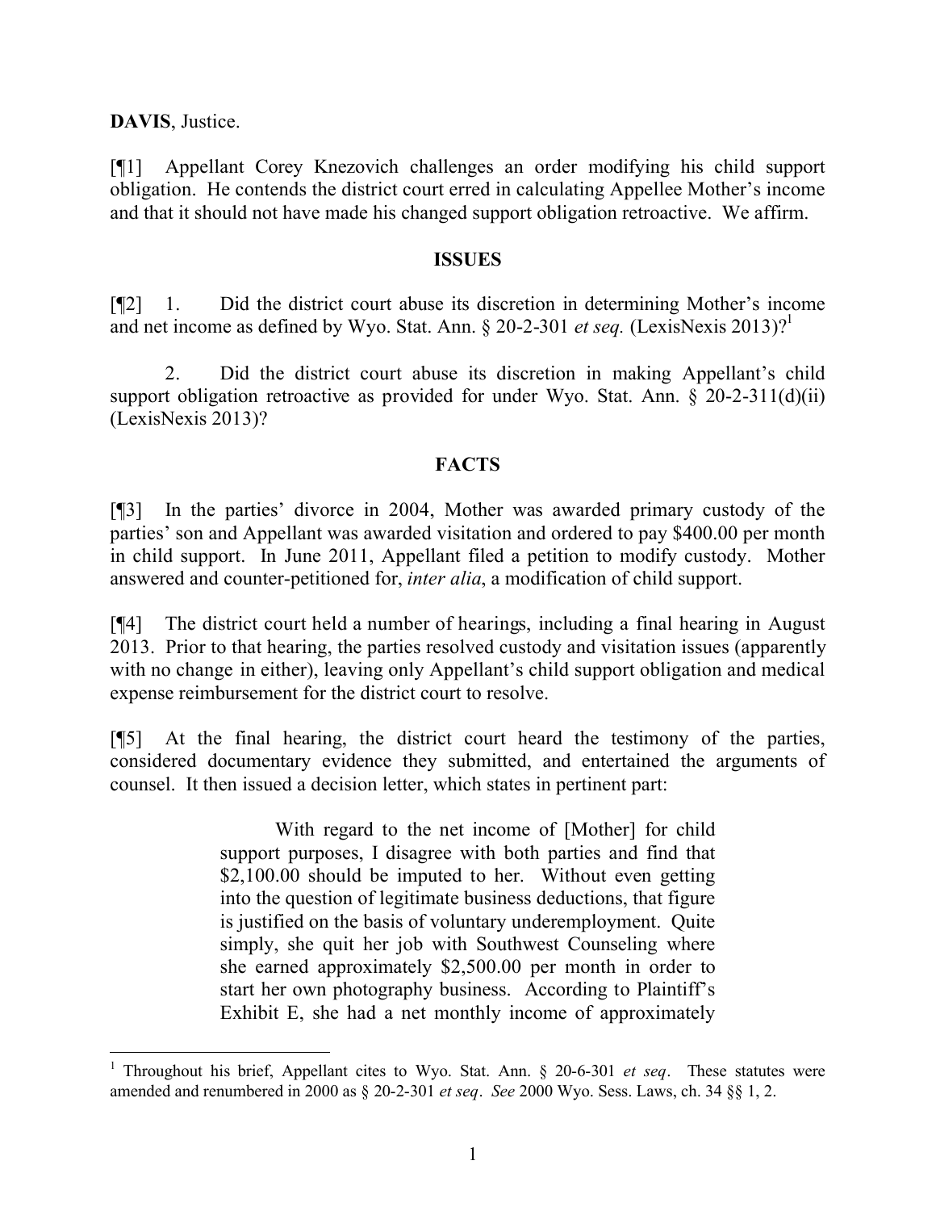**DAVIS**, Justice.

[¶1] Appellant Corey Knezovich challenges an order modifying his child support obligation. He contends the district court erred in calculating Appellee Mother's income and that it should not have made his changed support obligation retroactive. We affirm.

## ISSUES

[¶2] 1. Did the district court abuse its discretion in determining Mother's income and net income as defined by Wyo. Stat. Ann. § 20-2-301 *et seq.* (LexisNexis 2013)?[1]

2. Did the district court abuse its discretion in making Appellant's child support obligation retroactive as provided for under Wyo. Stat. Ann. § 20-2-311(d)(ii) (LexisNexis 2013)?

## FACTS

[¶3] In the parties' divorce in 2004, Mother was awarded primary custody of the parties' son and Appellant was awarded visitation and ordered to pay $400.00 per month in child support. In June 2011, Appellant filed a petition to modify custody. Mother answered and counter-petitioned for, *inter alia*, a modification of child support.

[¶4] The district court held a number of hearings, including a final hearing in August 2013. Prior to that hearing, the parties resolved custody and visitation issues (apparently with no change in either), leaving only Appellant's child support obligation and medical expense reimbursement for the district court to resolve.

[¶5] At the final hearing, the district court heard the testimony of the parties, considered documentary evidence they submitted, and entertained the arguments of counsel. It then issued a decision letter, which states in pertinent part:

> With regard to the net income of [Mother] for child support purposes, I disagree with both parties and find that $2,100.00 should be imputed to her. Without even getting into the question of legitimate business deductions, that figure is justified on the basis of voluntary underemployment. Quite simply, she quit her job with Southwest Counseling where she earned approximately $2,500.00 per month in order to start her own photography business. According to Plaintiff's Exhibit E, she had a net monthly income of approximately

---

[1] Throughout his brief, Appellant cites to Wyo. Stat. Ann. § 20-6-301 *et seq*. These statutes were amended and renumbered in 2000 as § 20-2-301 *et seq*. *See* 2000 Wyo. Sess. Laws, ch. 34 §§ 1, 2.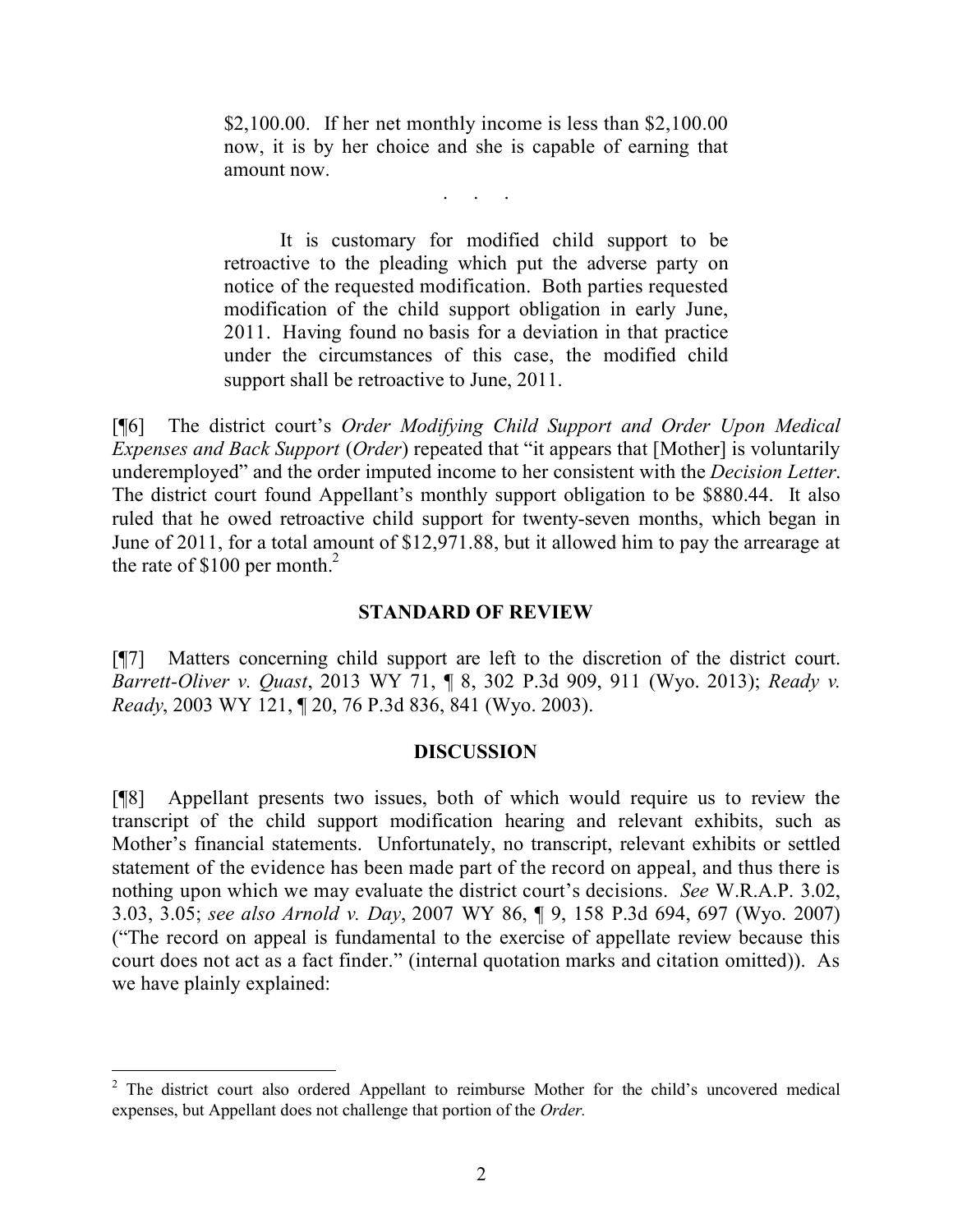> $2,100.00. If her net monthly income is less than $2,100.00 now, it is by her choice and she is capable of earning that amount now.
>
> . . .
>
> It is customary for modified child support to be retroactive to the pleading which put the adverse party on notice of the requested modification. Both parties requested modification of the child support obligation in early June, 2011. Having found no basis for a deviation in that practice under the circumstances of this case, the modified child support shall be retroactive to June, 2011.

[¶6] The district court's *Order Modifying Child Support and Order Upon Medical Expenses and Back Support* (*Order*) repeated that "it appears that [Mother] is voluntarily underemployed" and the order imputed income to her consistent with the *Decision Letter*. The district court found Appellant's monthly support obligation to be $880.44. It also ruled that he owed retroactive child support for twenty-seven months, which began in June of 2011, for a total amount of $12,971.88, but it allowed him to pay the arrearage at the rate of $100 per month.[2]

## STANDARD OF REVIEW

[¶7] Matters concerning child support are left to the discretion of the district court. *Barrett-Oliver v. Quast*, 2013 WY 71, ¶ 8, 302 P.3d 909, 911 (Wyo. 2013); *Ready v. Ready*, 2003 WY 121, ¶ 20, 76 P.3d 836, 841 (Wyo. 2003).

## DISCUSSION

[¶8] Appellant presents two issues, both of which would require us to review the transcript of the child support modification hearing and relevant exhibits, such as Mother's financial statements. Unfortunately, no transcript, relevant exhibits or settled statement of the evidence has been made part of the record on appeal, and thus there is nothing upon which we may evaluate the district court's decisions. *See* W.R.A.P. 3.02, 3.03, 3.05; *see also Arnold v. Day*, 2007 WY 86, ¶ 9, 158 P.3d 694, 697 (Wyo. 2007) ("The record on appeal is fundamental to the exercise of appellate review because this court does not act as a fact finder." (internal quotation marks and citation omitted)). As we have plainly explained:

---

[2] The district court also ordered Appellant to reimburse Mother for the child's uncovered medical expenses, but Appellant does not challenge that portion of the *Order*.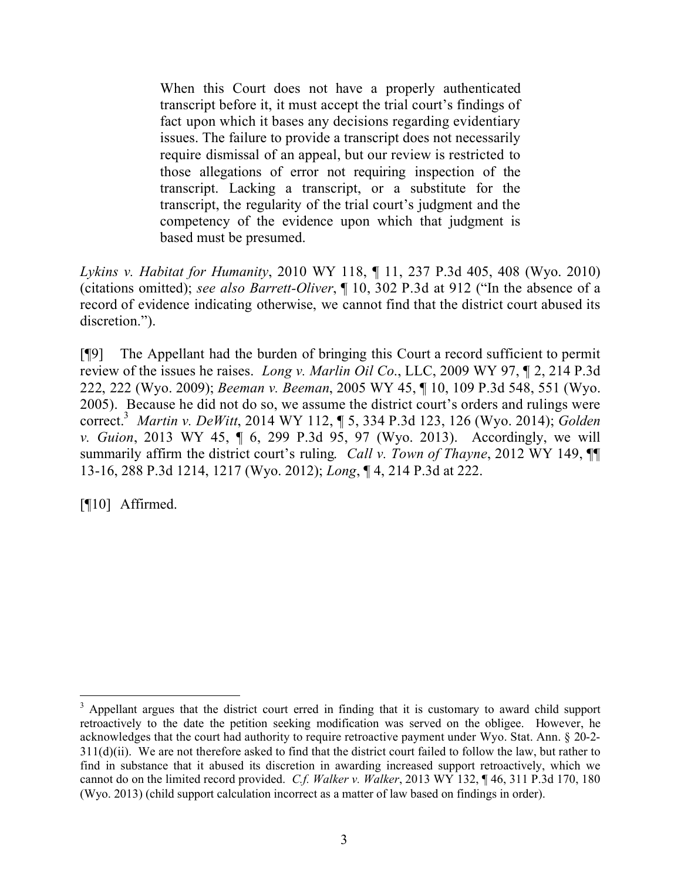> When this Court does not have a properly authenticated transcript before it, it must accept the trial court's findings of fact upon which it bases any decisions regarding evidentiary issues. The failure to provide a transcript does not necessarily require dismissal of an appeal, but our review is restricted to those allegations of error not requiring inspection of the transcript. Lacking a transcript, or a substitute for the transcript, the regularity of the trial court's judgment and the competency of the evidence upon which that judgment is based must be presumed.

*Lykins v. Habitat for Humanity*, 2010 WY 118, ¶ 11, 237 P.3d 405, 408 (Wyo. 2010) (citations omitted); *see also Barrett-Oliver*, ¶ 10, 302 P.3d at 912 ("In the absence of a record of evidence indicating otherwise, we cannot find that the district court abused its discretion.").

[¶9] The Appellant had the burden of bringing this Court a record sufficient to permit review of the issues he raises. *Long v. Marlin Oil Co*., LLC, 2009 WY 97, ¶ 2, 214 P.3d 222, 222 (Wyo. 2009); *Beeman v. Beeman*, 2005 WY 45, ¶ 10, 109 P.3d 548, 551 (Wyo. 2005). Because he did not do so, we assume the district court's orders and rulings were correct.[3] *Martin v. DeWitt*, 2014 WY 112, ¶ 5, 334 P.3d 123, 126 (Wyo. 2014); *Golden v. Guion*, 2013 WY 45, ¶ 6, 299 P.3d 95, 97 (Wyo. 2013). Accordingly, we will summarily affirm the district court's ruling. *Call v. Town of Thayne*, 2012 WY 149, ¶¶ 13-16, 288 P.3d 1214, 1217 (Wyo. 2012); *Long*, ¶ 4, 214 P.3d at 222.

[¶10] Affirmed.

---

[3] Appellant argues that the district court erred in finding that it is customary to award child support retroactively to the date the petition seeking modification was served on the obligee. However, he acknowledges that the court had authority to require retroactive payment under Wyo. Stat. Ann. § 20-2-311(d)(ii). We are not therefore asked to find that the district court failed to follow the law, but rather to find in substance that it abused its discretion in awarding increased support retroactively, which we cannot do on the limited record provided. *C.f. Walker v. Walker*, 2013 WY 132, ¶ 46, 311 P.3d 170, 180 (Wyo. 2013) (child support calculation incorrect as a matter of law based on findings in order).